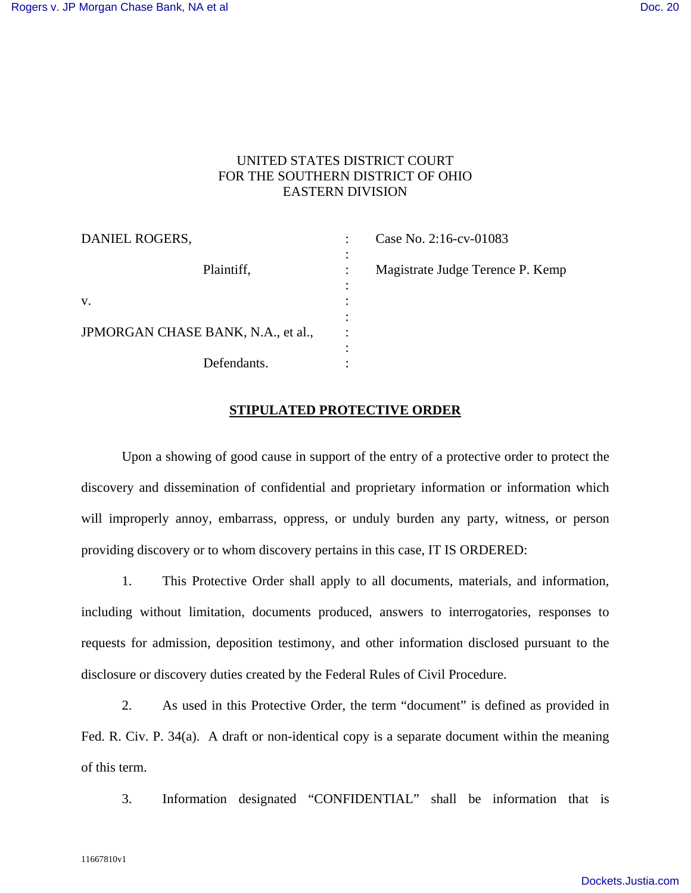UNITED STATES DISTRICT COURT
FOR THE SOUTHERN DISTRICT OF OHIO
EASTERN DIVISION

| | | |
|---|---|---|
| DANIEL ROGERS,<br><br>Plaintiff,<br><br>v.<br><br>JPMORGAN CHASE BANK, N.A., et al.,<br><br>Defendants. | : | Case No. 2:16-cv-01083<br><br>Magistrate Judge Terence P. Kemp |

## STIPULATED PROTECTIVE ORDER

Upon a showing of good cause in support of the entry of a protective order to protect the discovery and dissemination of confidential and proprietary information or information which will improperly annoy, embarrass, oppress, or unduly burden any party, witness, or person providing discovery or to whom discovery pertains in this case, IT IS ORDERED:

1. This Protective Order shall apply to all documents, materials, and information, including without limitation, documents produced, answers to interrogatories, responses to requests for admission, deposition testimony, and other information disclosed pursuant to the disclosure or discovery duties created by the Federal Rules of Civil Procedure.

2. As used in this Protective Order, the term "document" is defined as provided in Fed. R. Civ. P. 34(a). A draft or non-identical copy is a separate document within the meaning of this term.

3. Information designated "CONFIDENTIAL" shall be information that is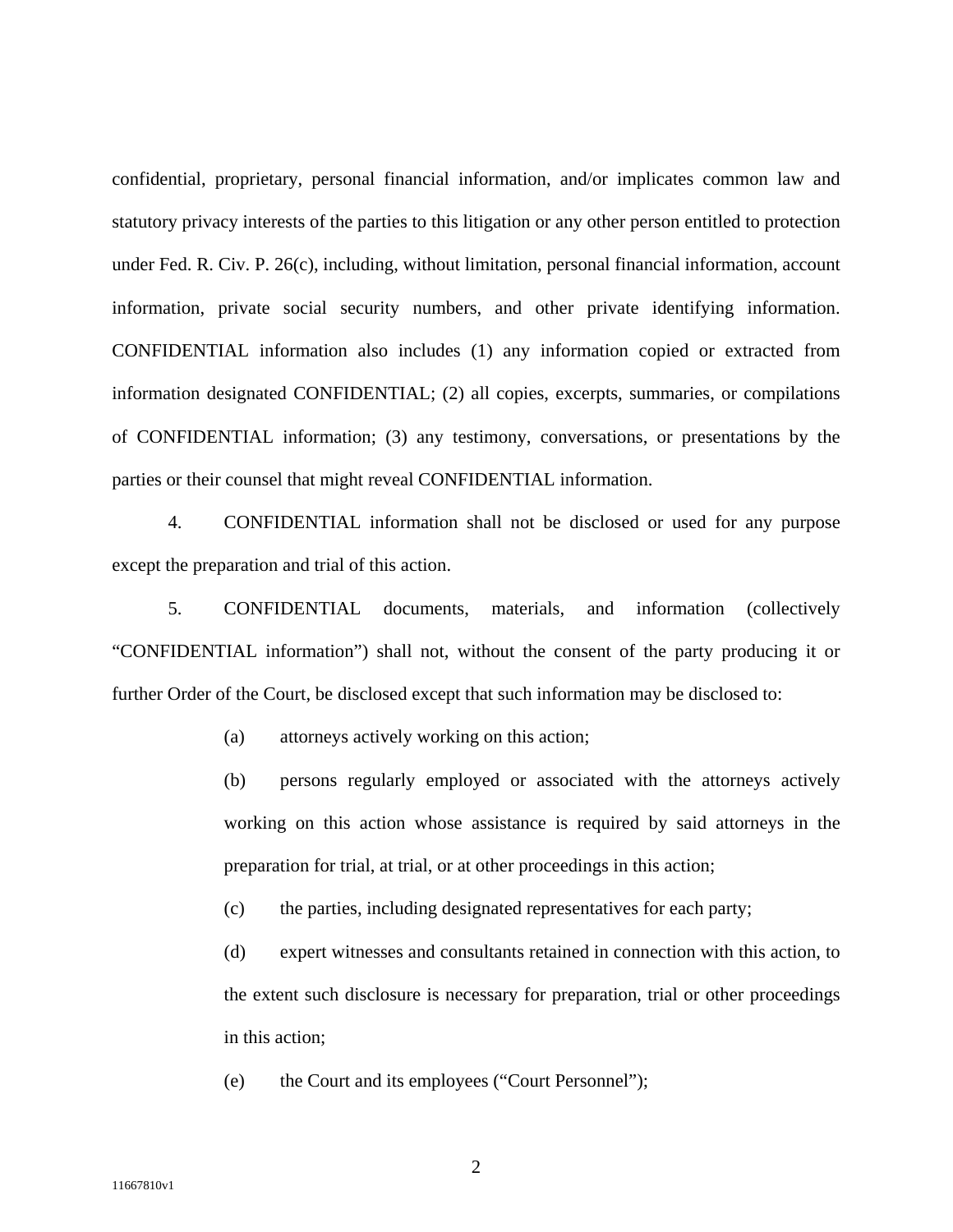confidential, proprietary, personal financial information, and/or implicates common law and statutory privacy interests of the parties to this litigation or any other person entitled to protection under Fed. R. Civ. P. 26(c), including, without limitation, personal financial information, account information, private social security numbers, and other private identifying information. CONFIDENTIAL information also includes (1) any information copied or extracted from information designated CONFIDENTIAL; (2) all copies, excerpts, summaries, or compilations of CONFIDENTIAL information; (3) any testimony, conversations, or presentations by the parties or their counsel that might reveal CONFIDENTIAL information.

4. CONFIDENTIAL information shall not be disclosed or used for any purpose except the preparation and trial of this action.

5. CONFIDENTIAL documents, materials, and information (collectively "CONFIDENTIAL information") shall not, without the consent of the party producing it or further Order of the Court, be disclosed except that such information may be disclosed to:

(a) attorneys actively working on this action;

(b) persons regularly employed or associated with the attorneys actively working on this action whose assistance is required by said attorneys in the preparation for trial, at trial, or at other proceedings in this action;

(c) the parties, including designated representatives for each party;

(d) expert witnesses and consultants retained in connection with this action, to the extent such disclosure is necessary for preparation, trial or other proceedings in this action;

(e) the Court and its employees ("Court Personnel");

11667810v1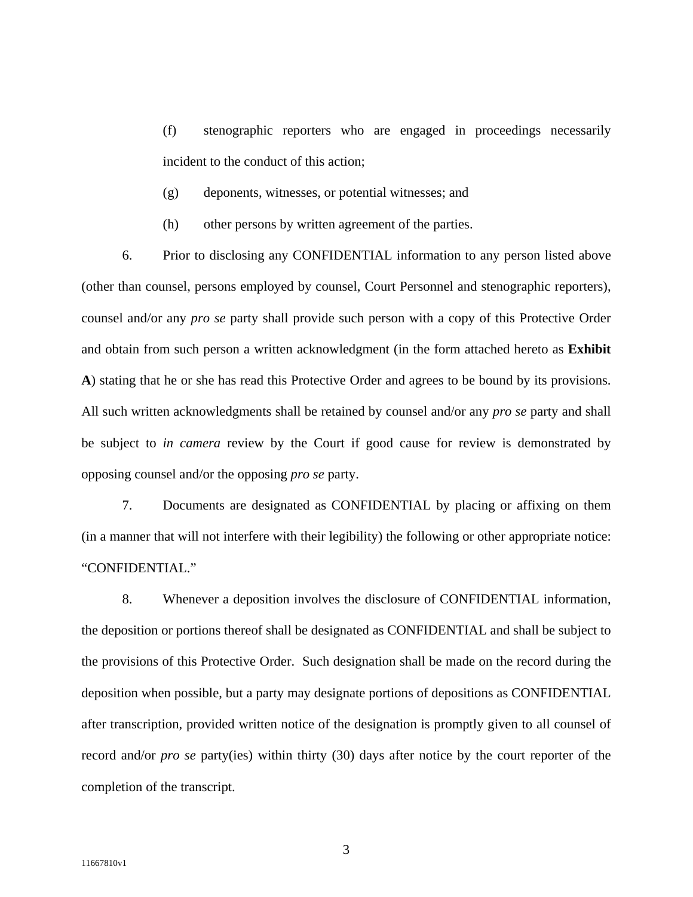(f) stenographic reporters who are engaged in proceedings necessarily incident to the conduct of this action;

(g) deponents, witnesses, or potential witnesses; and

(h) other persons by written agreement of the parties.

6. Prior to disclosing any CONFIDENTIAL information to any person listed above (other than counsel, persons employed by counsel, Court Personnel and stenographic reporters), counsel and/or any *pro se* party shall provide such person with a copy of this Protective Order and obtain from such person a written acknowledgment (in the form attached hereto as **Exhibit A**) stating that he or she has read this Protective Order and agrees to be bound by its provisions. All such written acknowledgments shall be retained by counsel and/or any *pro se* party and shall be subject to *in camera* review by the Court if good cause for review is demonstrated by opposing counsel and/or the opposing *pro se* party.

7. Documents are designated as CONFIDENTIAL by placing or affixing on them (in a manner that will not interfere with their legibility) the following or other appropriate notice: "CONFIDENTIAL."

8. Whenever a deposition involves the disclosure of CONFIDENTIAL information, the deposition or portions thereof shall be designated as CONFIDENTIAL and shall be subject to the provisions of this Protective Order. Such designation shall be made on the record during the deposition when possible, but a party may designate portions of depositions as CONFIDENTIAL after transcription, provided written notice of the designation is promptly given to all counsel of record and/or *pro se* party(ies) within thirty (30) days after notice by the court reporter of the completion of the transcript.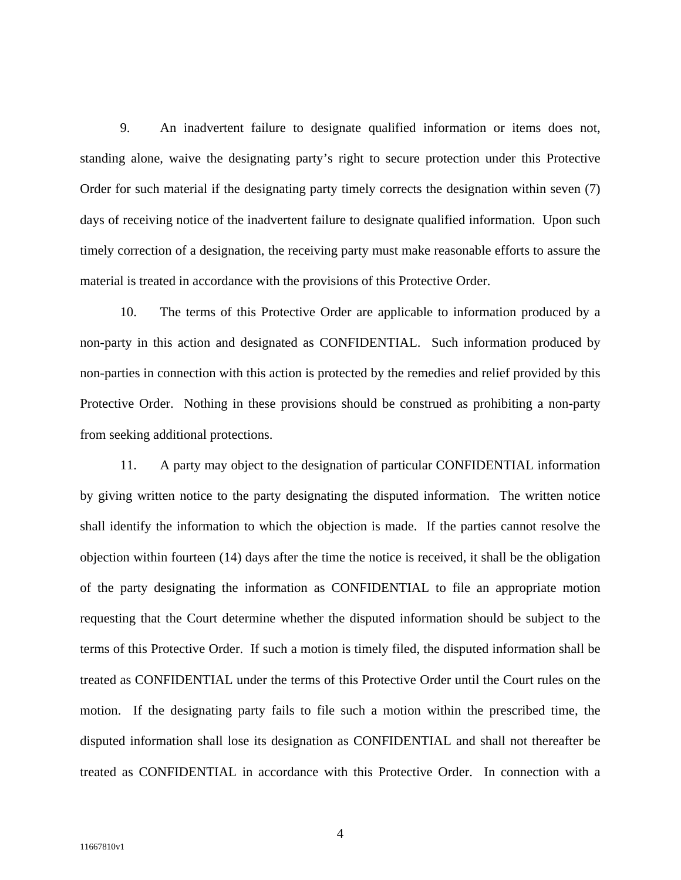9. An inadvertent failure to designate qualified information or items does not, standing alone, waive the designating party's right to secure protection under this Protective Order for such material if the designating party timely corrects the designation within seven (7) days of receiving notice of the inadvertent failure to designate qualified information. Upon such timely correction of a designation, the receiving party must make reasonable efforts to assure the material is treated in accordance with the provisions of this Protective Order.

10. The terms of this Protective Order are applicable to information produced by a non-party in this action and designated as CONFIDENTIAL. Such information produced by non-parties in connection with this action is protected by the remedies and relief provided by this Protective Order. Nothing in these provisions should be construed as prohibiting a non-party from seeking additional protections.

11. A party may object to the designation of particular CONFIDENTIAL information by giving written notice to the party designating the disputed information. The written notice shall identify the information to which the objection is made. If the parties cannot resolve the objection within fourteen (14) days after the time the notice is received, it shall be the obligation of the party designating the information as CONFIDENTIAL to file an appropriate motion requesting that the Court determine whether the disputed information should be subject to the terms of this Protective Order. If such a motion is timely filed, the disputed information shall be treated as CONFIDENTIAL under the terms of this Protective Order until the Court rules on the motion. If the designating party fails to file such a motion within the prescribed time, the disputed information shall lose its designation as CONFIDENTIAL and shall not thereafter be treated as CONFIDENTIAL in accordance with this Protective Order. In connection with a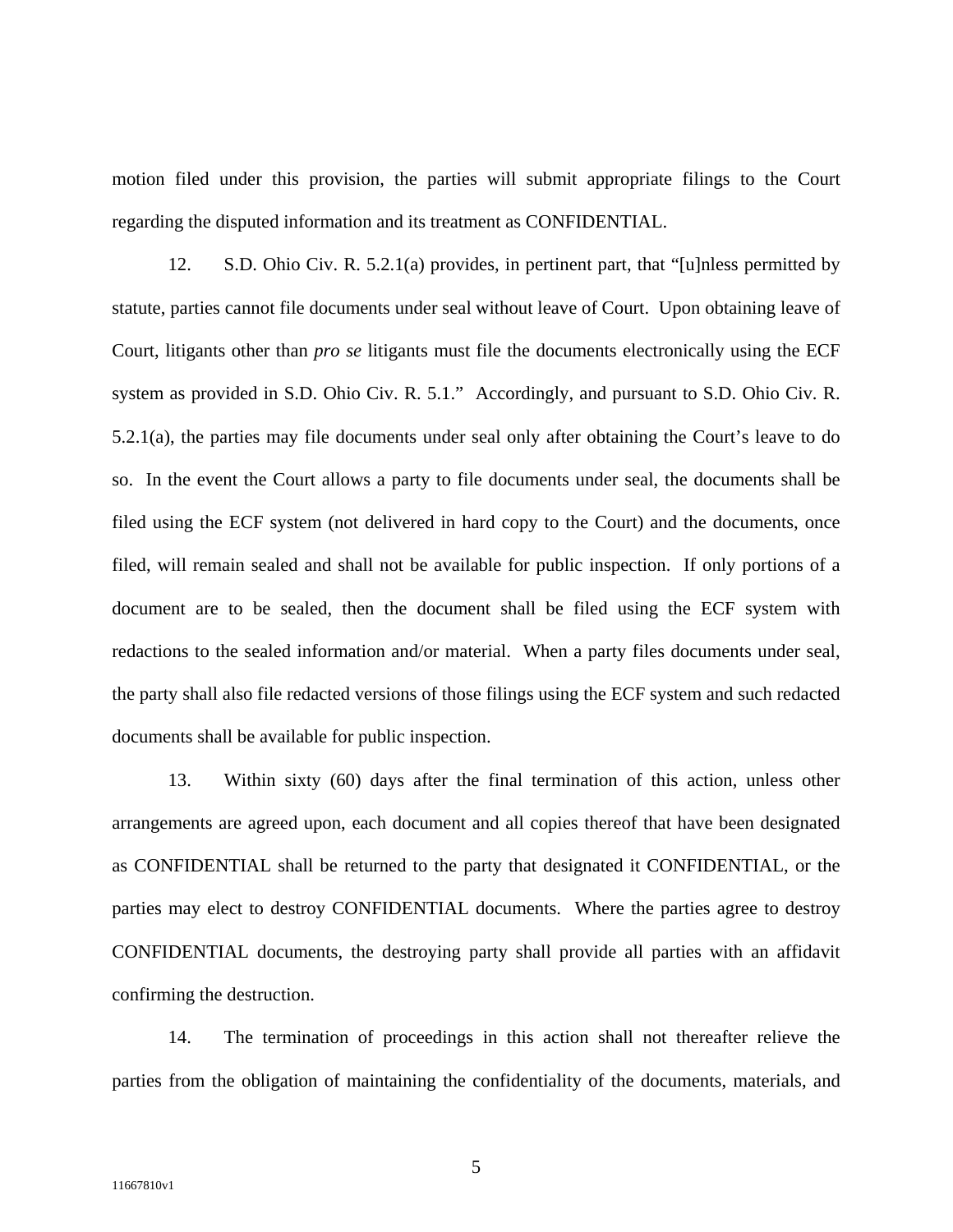motion filed under this provision, the parties will submit appropriate filings to the Court regarding the disputed information and its treatment as CONFIDENTIAL.

12. S.D. Ohio Civ. R. 5.2.1(a) provides, in pertinent part, that "[u]nless permitted by statute, parties cannot file documents under seal without leave of Court. Upon obtaining leave of Court, litigants other than *pro se* litigants must file the documents electronically using the ECF system as provided in S.D. Ohio Civ. R. 5.1." Accordingly, and pursuant to S.D. Ohio Civ. R. 5.2.1(a), the parties may file documents under seal only after obtaining the Court's leave to do so. In the event the Court allows a party to file documents under seal, the documents shall be filed using the ECF system (not delivered in hard copy to the Court) and the documents, once filed, will remain sealed and shall not be available for public inspection. If only portions of a document are to be sealed, then the document shall be filed using the ECF system with redactions to the sealed information and/or material. When a party files documents under seal, the party shall also file redacted versions of those filings using the ECF system and such redacted documents shall be available for public inspection.

13. Within sixty (60) days after the final termination of this action, unless other arrangements are agreed upon, each document and all copies thereof that have been designated as CONFIDENTIAL shall be returned to the party that designated it CONFIDENTIAL, or the parties may elect to destroy CONFIDENTIAL documents. Where the parties agree to destroy CONFIDENTIAL documents, the destroying party shall provide all parties with an affidavit confirming the destruction.

14. The termination of proceedings in this action shall not thereafter relieve the parties from the obligation of maintaining the confidentiality of the documents, materials, and

11667810v1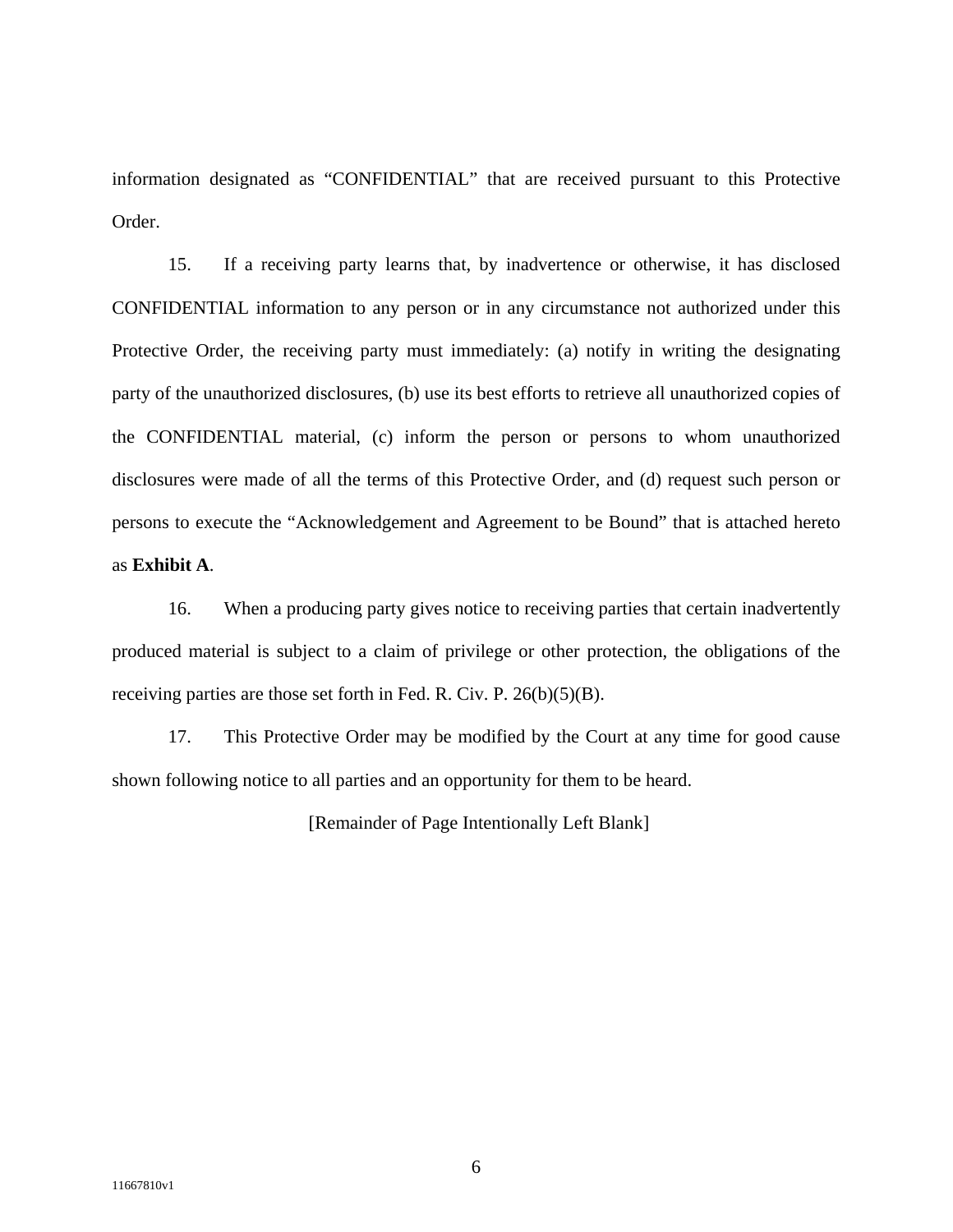information designated as "CONFIDENTIAL" that are received pursuant to this Protective Order.

15. If a receiving party learns that, by inadvertence or otherwise, it has disclosed CONFIDENTIAL information to any person or in any circumstance not authorized under this Protective Order, the receiving party must immediately: (a) notify in writing the designating party of the unauthorized disclosures, (b) use its best efforts to retrieve all unauthorized copies of the CONFIDENTIAL material, (c) inform the person or persons to whom unauthorized disclosures were made of all the terms of this Protective Order, and (d) request such person or persons to execute the "Acknowledgement and Agreement to be Bound" that is attached hereto as **Exhibit A**.

16. When a producing party gives notice to receiving parties that certain inadvertently produced material is subject to a claim of privilege or other protection, the obligations of the receiving parties are those set forth in Fed. R. Civ. P. 26(b)(5)(B).

17. This Protective Order may be modified by the Court at any time for good cause shown following notice to all parties and an opportunity for them to be heard.

[Remainder of Page Intentionally Left Blank]

11667810v1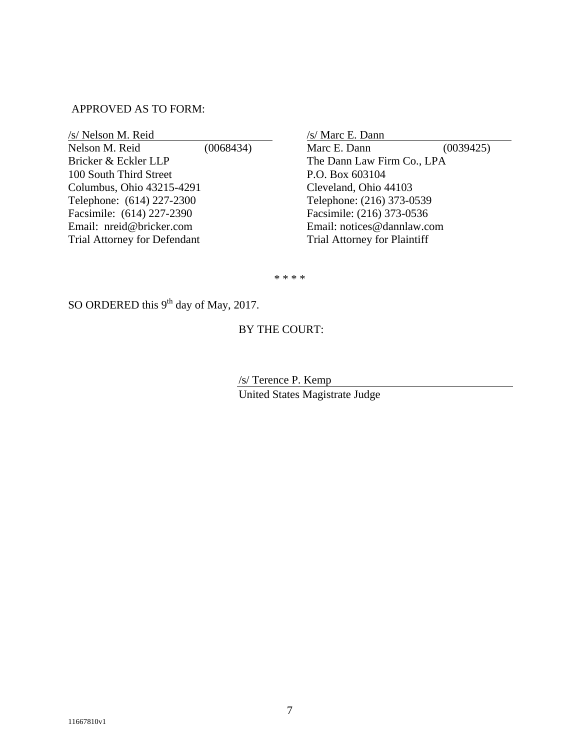APPROVED AS TO FORM:

| | |
|---|---|
| /s/ Nelson M. Reid | /s/ Marc E. Dann |
| Nelson M. Reid (0068434) | Marc E. Dann (0039425) |
| Bricker & Eckler LLP | The Dann Law Firm Co., LPA |
| 100 South Third Street | P.O. Box 603104 |
| Columbus, Ohio 43215-4291 | Cleveland, Ohio 44103 |
| Telephone: (614) 227-2300 | Telephone: (216) 373-0539 |
| Facsimile: (614) 227-2390 | Facsimile: (216) 373-0536 |
| Email: nreid@bricker.com | Email: notices@dannlaw.com |
| Trial Attorney for Defendant | Trial Attorney for Plaintiff |

\* \* \* \*

SO ORDERED this 9th day of May, 2017.

BY THE COURT:

/s/ Terence P. Kemp
United States Magistrate Judge

11667810v1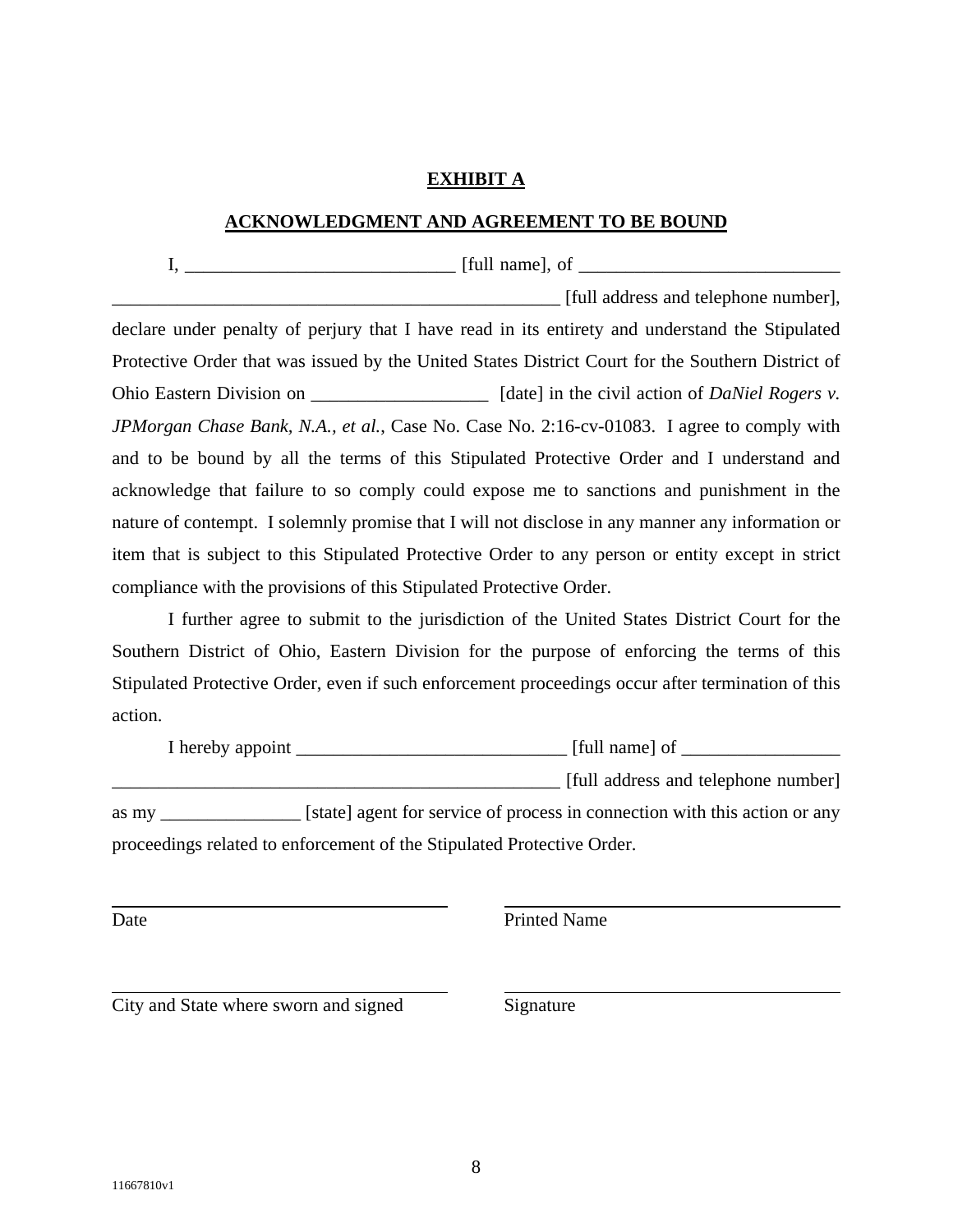# EXHIBIT A

## ACKNOWLEDGMENT AND AGREEMENT TO BE BOUND

I, ____________________________ [full name], of ____________________________ ________________________________________________ [full address and telephone number], declare under penalty of perjury that I have read in its entirety and understand the Stipulated Protective Order that was issued by the United States District Court for the Southern District of Ohio Eastern Division on ___________________ [date] in the civil action of *DaNiel Rogers v. JPMorgan Chase Bank, N.A., et al.*, Case No. Case No. 2:16-cv-01083. I agree to comply with and to be bound by all the terms of this Stipulated Protective Order and I understand and acknowledge that failure to so comply could expose me to sanctions and punishment in the nature of contempt. I solemnly promise that I will not disclose in any manner any information or item that is subject to this Stipulated Protective Order to any person or entity except in strict compliance with the provisions of this Stipulated Protective Order.

I further agree to submit to the jurisdiction of the United States District Court for the Southern District of Ohio, Eastern Division for the purpose of enforcing the terms of this Stipulated Protective Order, even if such enforcement proceedings occur after termination of this action.

I hereby appoint _____________________________ [full name] of _________________ ________________________________________________ [full address and telephone number] as my _______________ [state] agent for service of process in connection with this action or any proceedings related to enforcement of the Stipulated Protective Order.

____________________________________ Date

____________________________________ Printed Name

____________________________________ City and State where sworn and signed

____________________________________ Signature

11667810v1